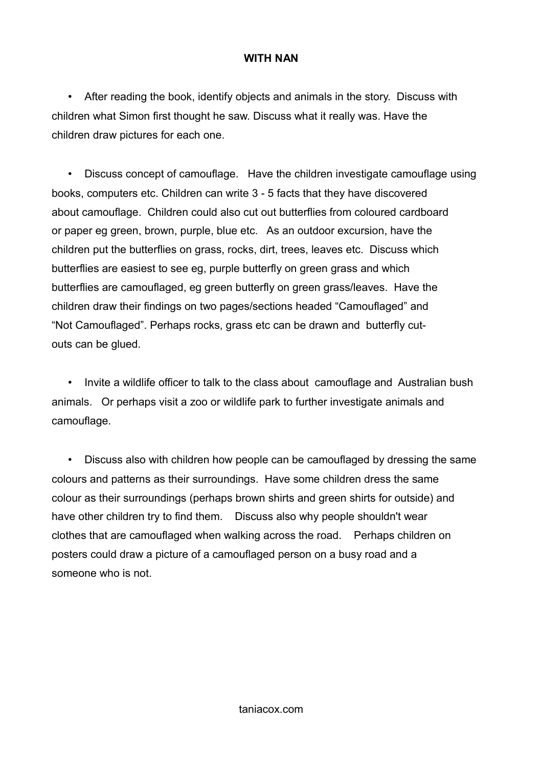**WITH NAN**

- After reading the book, identify objects and animals in the story. Discuss with children what Simon first thought he saw. Discuss what it really was. Have the children draw pictures for each one.

- Discuss concept of camouflage. Have the children investigate camouflage using books, computers etc. Children can write 3 - 5 facts that they have discovered about camouflage. Children could also cut out butterflies from coloured cardboard or paper eg green, brown, purple, blue etc. As an outdoor excursion, have the children put the butterflies on grass, rocks, dirt, trees, leaves etc. Discuss which butterflies are easiest to see eg, purple butterfly on green grass and which butterflies are camouflaged, eg green butterfly on green grass/leaves. Have the children draw their findings on two pages/sections headed "Camouflaged" and "Not Camouflaged". Perhaps rocks, grass etc can be drawn and butterfly cut-outs can be glued.

- Invite a wildlife officer to talk to the class about camouflage and Australian bush animals. Or perhaps visit a zoo or wildlife park to further investigate animals and camouflage.

- Discuss also with children how people can be camouflaged by dressing the same colours and patterns as their surroundings. Have some children dress the same colour as their surroundings (perhaps brown shirts and green shirts for outside) and have other children try to find them. Discuss also why people shouldn't wear clothes that are camouflaged when walking across the road. Perhaps children on posters could draw a picture of a camouflaged person on a busy road and a someone who is not.

taniacox.com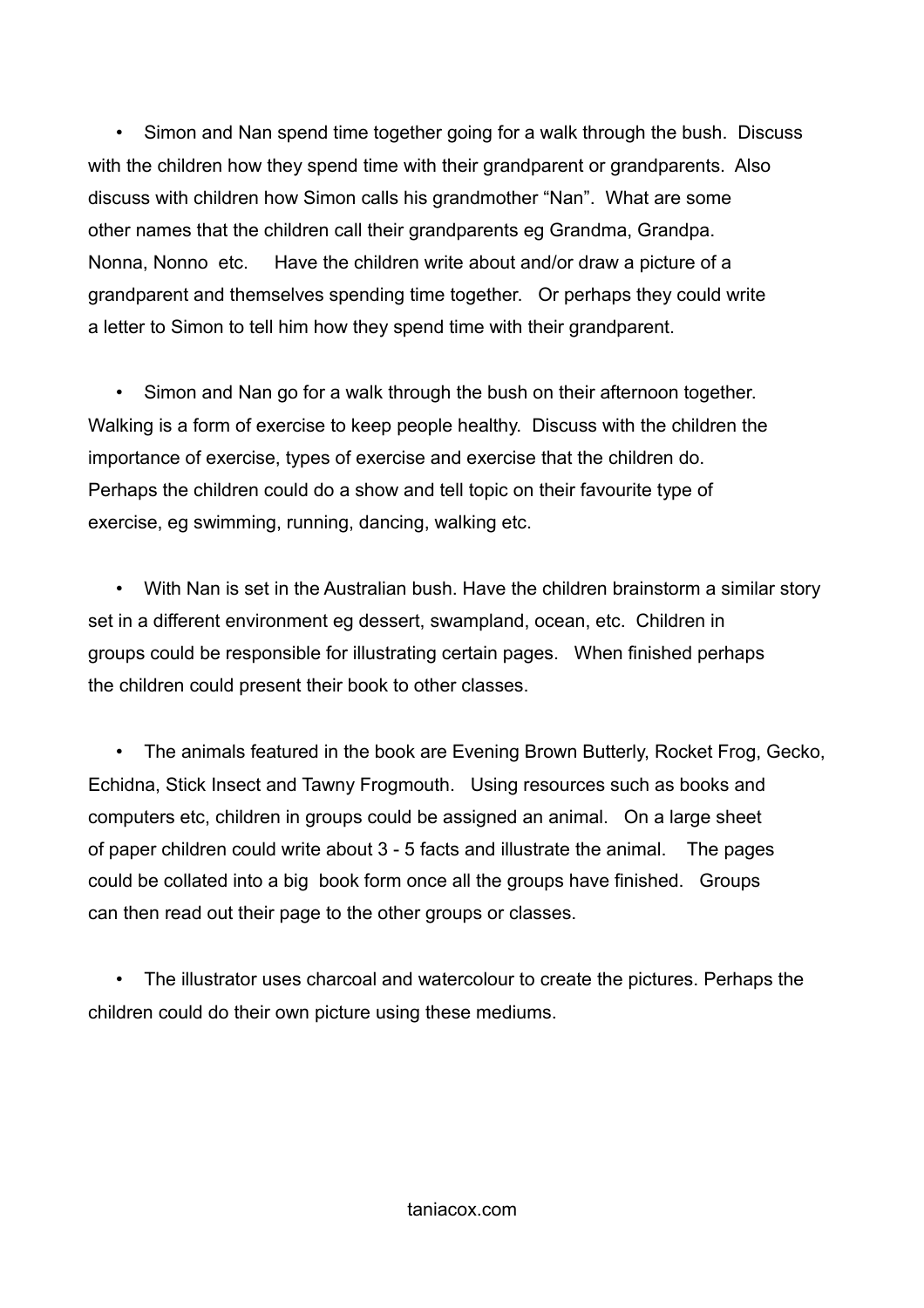- Simon and Nan spend time together going for a walk through the bush. Discuss with the children how they spend time with their grandparent or grandparents. Also discuss with children how Simon calls his grandmother "Nan". What are some other names that the children call their grandparents eg Grandma, Grandpa. Nonna, Nonno etc. Have the children write about and/or draw a picture of a grandparent and themselves spending time together. Or perhaps they could write a letter to Simon to tell him how they spend time with their grandparent.

- Simon and Nan go for a walk through the bush on their afternoon together. Walking is a form of exercise to keep people healthy. Discuss with the children the importance of exercise, types of exercise and exercise that the children do. Perhaps the children could do a show and tell topic on their favourite type of exercise, eg swimming, running, dancing, walking etc.

- With Nan is set in the Australian bush. Have the children brainstorm a similar story set in a different environment eg dessert, swampland, ocean, etc. Children in groups could be responsible for illustrating certain pages. When finished perhaps the children could present their book to other classes.

- The animals featured in the book are Evening Brown Butterly, Rocket Frog, Gecko, Echidna, Stick Insect and Tawny Frogmouth. Using resources such as books and computers etc, children in groups could be assigned an animal. On a large sheet of paper children could write about 3 - 5 facts and illustrate the animal. The pages could be collated into a big book form once all the groups have finished. Groups can then read out their page to the other groups or classes.

- The illustrator uses charcoal and watercolour to create the pictures. Perhaps the children could do their own picture using these mediums.